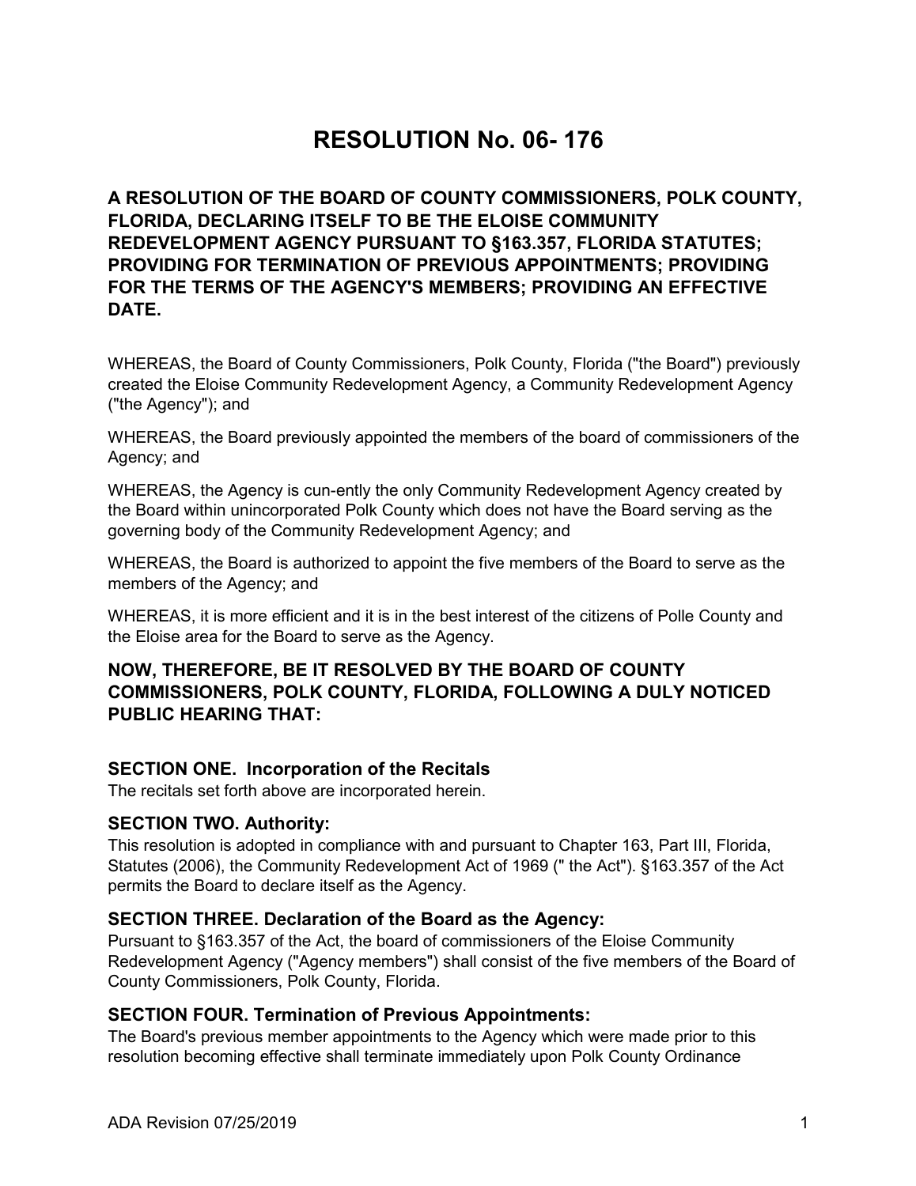# RESOLUTION No. 06- 176

**A RESOLUTION OF THE BOARD OF COUNTY COMMISSIONERS, POLK COUNTY, FLORIDA, DECLARING ITSELF TO BE THE ELOISE COMMUNITY REDEVELOPMENT AGENCY PURSUANT TO §163.357, FLORIDA STATUTES; PROVIDING FOR TERMINATION OF PREVIOUS APPOINTMENTS; PROVIDING FOR THE TERMS OF THE AGENCY'S MEMBERS; PROVIDING AN EFFECTIVE DATE.**

WHEREAS, the Board of County Commissioners, Polk County, Florida ("the Board") previously created the Eloise Community Redevelopment Agency, a Community Redevelopment Agency ("the Agency"); and

WHEREAS, the Board previously appointed the members of the board of commissioners of the Agency; and

WHEREAS, the Agency is cun-ently the only Community Redevelopment Agency created by the Board within unincorporated Polk County which does not have the Board serving as the governing body of the Community Redevelopment Agency; and

WHEREAS, the Board is authorized to appoint the five members of the Board to serve as the members of the Agency; and

WHEREAS, it is more efficient and it is in the best interest of the citizens of Polle County and the Eloise area for the Board to serve as the Agency.

**NOW, THEREFORE, BE IT RESOLVED BY THE BOARD OF COUNTY COMMISSIONERS, POLK COUNTY, FLORIDA, FOLLOWING A DULY NOTICED PUBLIC HEARING THAT:**

### SECTION ONE. Incorporation of the Recitals

The recitals set forth above are incorporated herein.

### SECTION TWO. Authority:

This resolution is adopted in compliance with and pursuant to Chapter 163, Part III, Florida, Statutes (2006), the Community Redevelopment Act of 1969 (" the Act"). §163.357 of the Act permits the Board to declare itself as the Agency.

### SECTION THREE. Declaration of the Board as the Agency:

Pursuant to §163.357 of the Act, the board of commissioners of the Eloise Community Redevelopment Agency ("Agency members") shall consist of the five members of the Board of County Commissioners, Polk County, Florida.

### SECTION FOUR. Termination of Previous Appointments:

The Board's previous member appointments to the Agency which were made prior to this resolution becoming effective shall terminate immediately upon Polk County Ordinance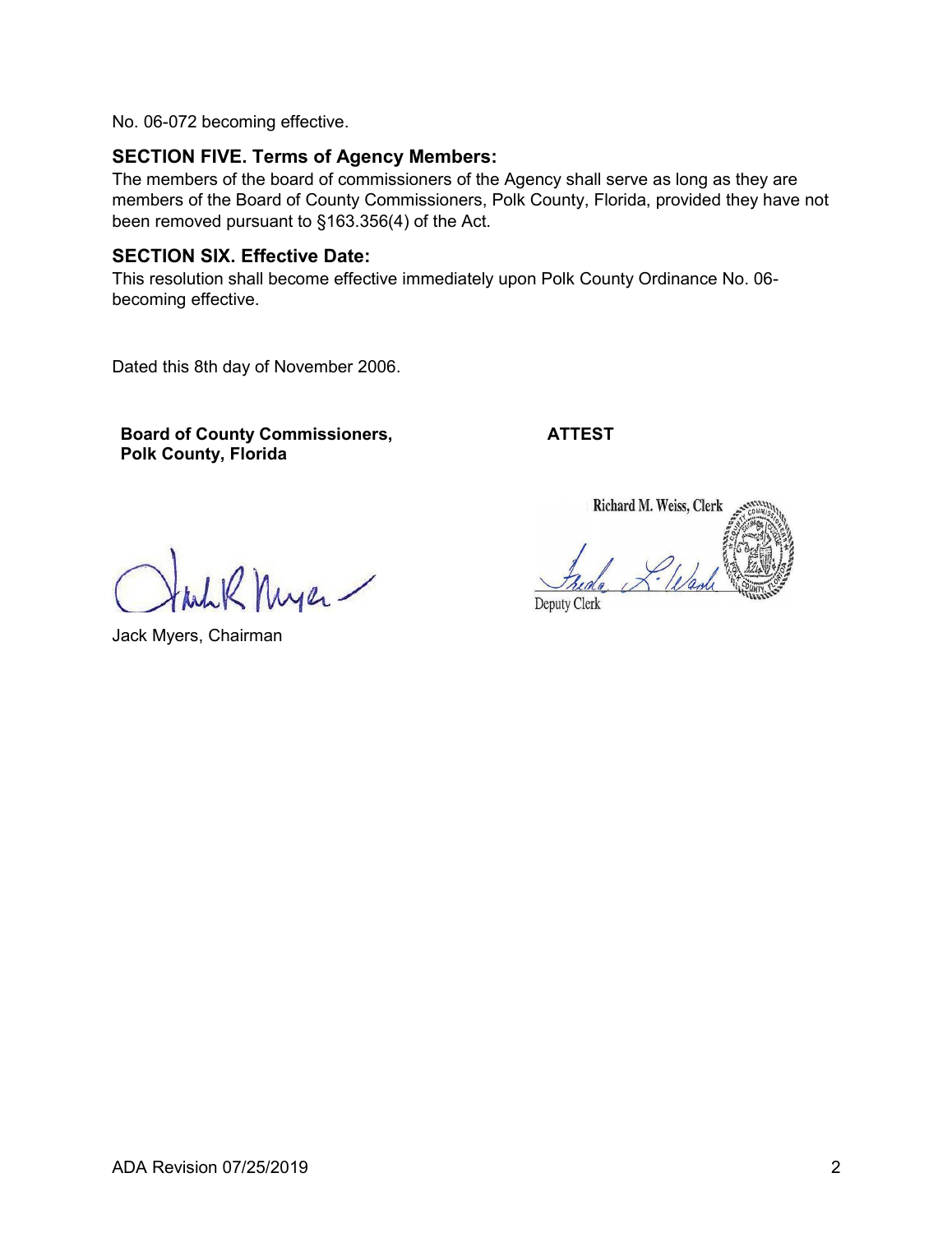No. 06-072 becoming effective.

### SECTION FIVE. Terms of Agency Members:

The members of the board of commissioners of the Agency shall serve as long as they are members of the Board of County Commissioners, Polk County, Florida, provided they have not been removed pursuant to §163.356(4) of the Act.

### SECTION SIX. Effective Date:

This resolution shall become effective immediately upon Polk County Ordinance No. 06- becoming effective.

Dated this 8th day of November 2006.

**Board of County Commissioners, Polk County, Florida**

Jack Myers, Chairman

**ATTEST**

Richard M. Weiss, Clerk

Deputy Clerk

ADA Revision 07/25/2019